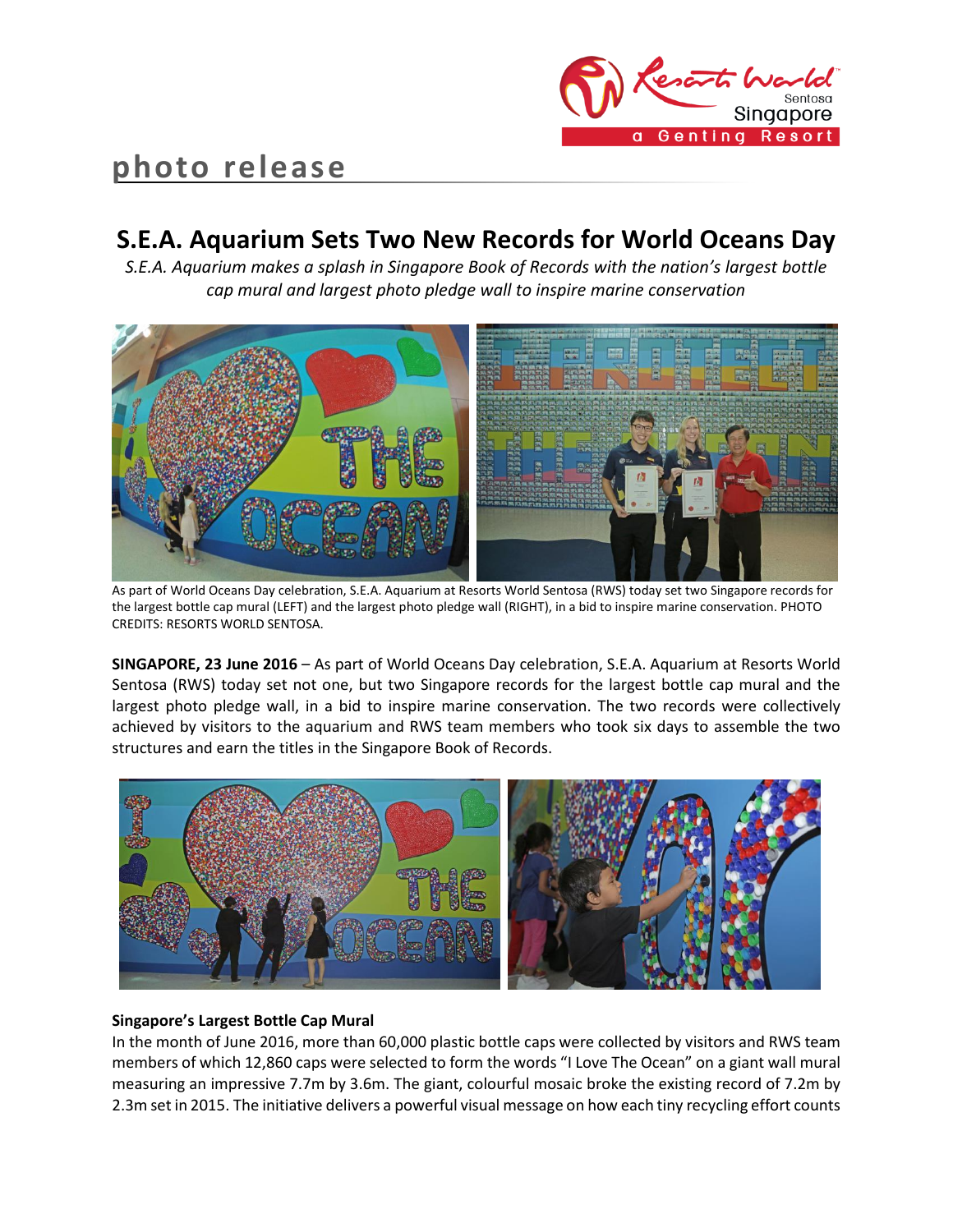**photo release**

# S.E.A. Aquarium Sets Two New Records for World Oceans Day

*S.E.A. Aquarium makes a splash in Singapore Book of Records with the nation's largest bottle cap mural and largest photo pledge wall to inspire marine conservation*

As part of World Oceans Day celebration, S.E.A. Aquarium at Resorts World Sentosa (RWS) today set two Singapore records for the largest bottle cap mural (LEFT) and the largest photo pledge wall (RIGHT), in a bid to inspire marine conservation. PHOTO CREDITS: RESORTS WORLD SENTOSA.

**SINGAPORE, 23 June 2016** – As part of World Oceans Day celebration, S.E.A. Aquarium at Resorts World Sentosa (RWS) today set not one, but two Singapore records for the largest bottle cap mural and the largest photo pledge wall, in a bid to inspire marine conservation. The two records were collectively achieved by visitors to the aquarium and RWS team members who took six days to assemble the two structures and earn the titles in the Singapore Book of Records.

**Singapore's Largest Bottle Cap Mural**

In the month of June 2016, more than 60,000 plastic bottle caps were collected by visitors and RWS team members of which 12,860 caps were selected to form the words "I Love The Ocean" on a giant wall mural measuring an impressive 7.7m by 3.6m. The giant, colourful mosaic broke the existing record of 7.2m by 2.3m set in 2015. The initiative delivers a powerful visual message on how each tiny recycling effort counts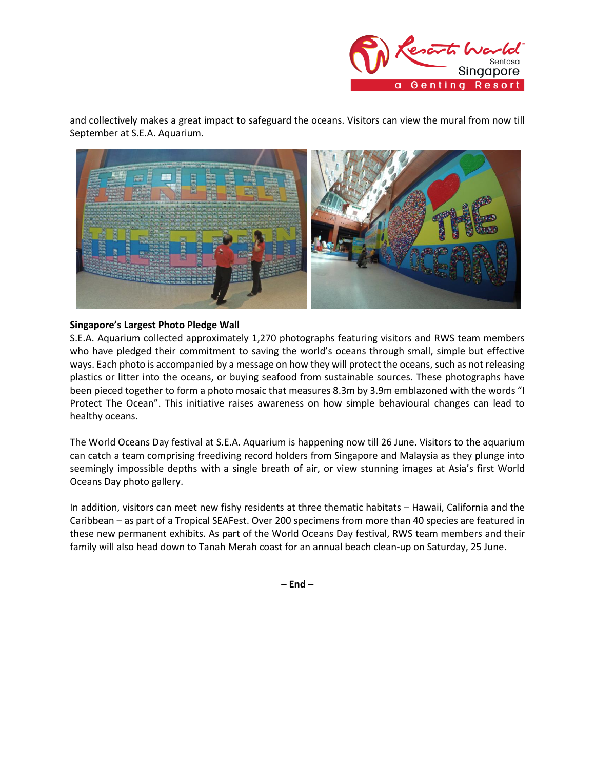and collectively makes a great impact to safeguard the oceans. Visitors can view the mural from now till September at S.E.A. Aquarium.

**Singapore's Largest Photo Pledge Wall**

S.E.A. Aquarium collected approximately 1,270 photographs featuring visitors and RWS team members who have pledged their commitment to saving the world's oceans through small, simple but effective ways. Each photo is accompanied by a message on how they will protect the oceans, such as not releasing plastics or litter into the oceans, or buying seafood from sustainable sources. These photographs have been pieced together to form a photo mosaic that measures 8.3m by 3.9m emblazoned with the words "I Protect The Ocean". This initiative raises awareness on how simple behavioural changes can lead to healthy oceans.

The World Oceans Day festival at S.E.A. Aquarium is happening now till 26 June. Visitors to the aquarium can catch a team comprising freediving record holders from Singapore and Malaysia as they plunge into seemingly impossible depths with a single breath of air, or view stunning images at Asia's first World Oceans Day photo gallery.

In addition, visitors can meet new fishy residents at three thematic habitats – Hawaii, California and the Caribbean – as part of a Tropical SEAFest. Over 200 specimens from more than 40 species are featured in these new permanent exhibits. As part of the World Oceans Day festival, RWS team members and their family will also head down to Tanah Merah coast for an annual beach clean-up on Saturday, 25 June.

**– End –**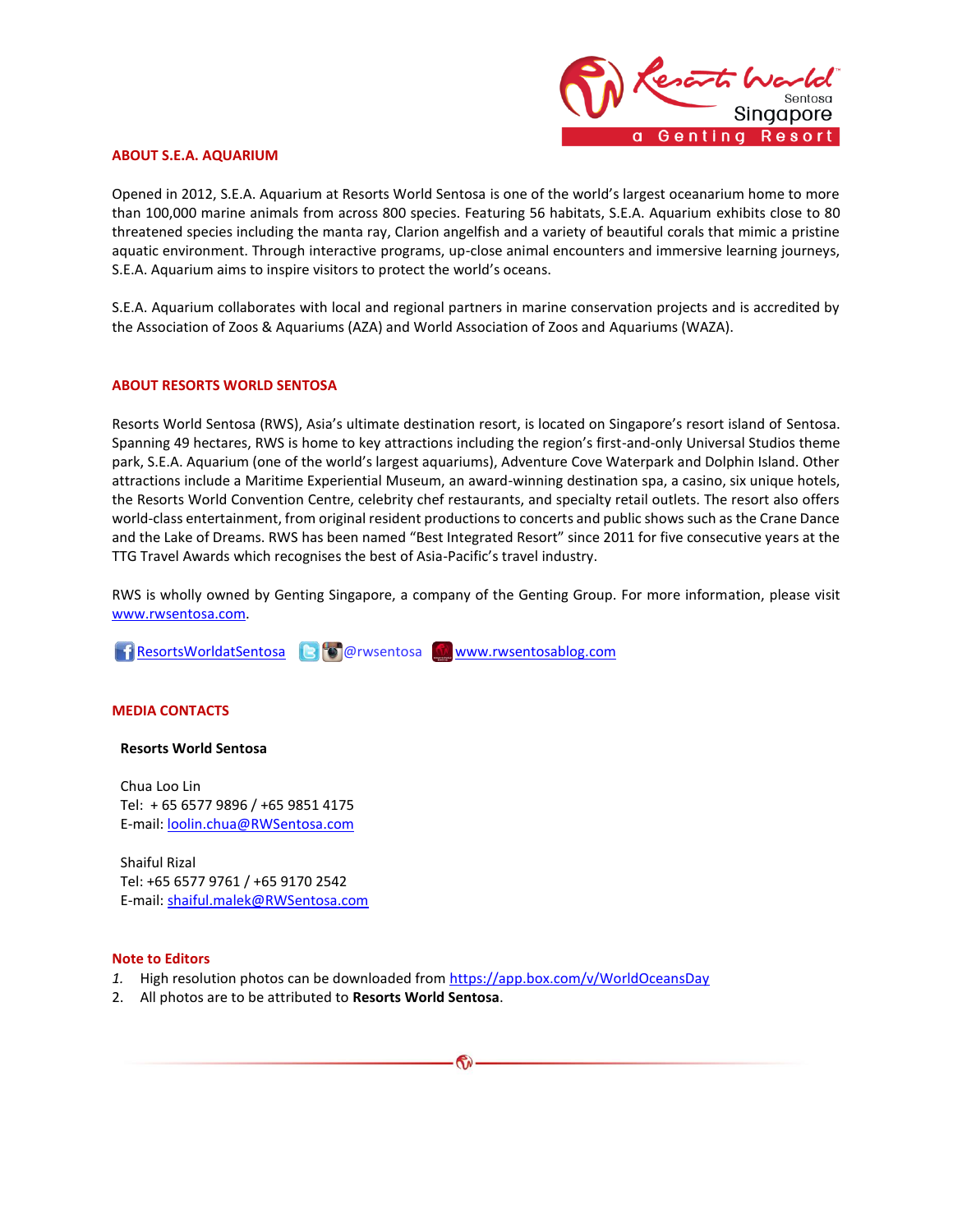## ABOUT S.E.A. AQUARIUM

Opened in 2012, S.E.A. Aquarium at Resorts World Sentosa is one of the world's largest oceanarium home to more than 100,000 marine animals from across 800 species. Featuring 56 habitats, S.E.A. Aquarium exhibits close to 80 threatened species including the manta ray, Clarion angelfish and a variety of beautiful corals that mimic a pristine aquatic environment. Through interactive programs, up-close animal encounters and immersive learning journeys, S.E.A. Aquarium aims to inspire visitors to protect the world's oceans.

S.E.A. Aquarium collaborates with local and regional partners in marine conservation projects and is accredited by the Association of Zoos & Aquariums (AZA) and World Association of Zoos and Aquariums (WAZA).

## ABOUT RESORTS WORLD SENTOSA

Resorts World Sentosa (RWS), Asia's ultimate destination resort, is located on Singapore's resort island of Sentosa. Spanning 49 hectares, RWS is home to key attractions including the region's first-and-only Universal Studios theme park, S.E.A. Aquarium (one of the world's largest aquariums), Adventure Cove Waterpark and Dolphin Island. Other attractions include a Maritime Experiential Museum, an award-winning destination spa, a casino, six unique hotels, the Resorts World Convention Centre, celebrity chef restaurants, and specialty retail outlets. The resort also offers world-class entertainment, from original resident productions to concerts and public shows such as the Crane Dance and the Lake of Dreams. RWS has been named "Best Integrated Resort" since 2011 for five consecutive years at the TTG Travel Awards which recognises the best of Asia-Pacific's travel industry.

RWS is wholly owned by Genting Singapore, a company of the Genting Group. For more information, please visit www.rwsentosa.com.

ResortsWorldatSentosa @rwsentosa www.rwsentosablog.com

## MEDIA CONTACTS

**Resorts World Sentosa**

Chua Loo Lin
Tel: + 65 6577 9896 / +65 9851 4175
E-mail: loolin.chua@RWSentosa.com

Shaiful Rizal
Tel: +65 6577 9761 / +65 9170 2542
E-mail: shaiful.malek@RWSentosa.com

## Note to Editors

1. High resolution photos can be downloaded from https://app.box.com/v/WorldOceansDay
2. All photos are to be attributed to **Resorts World Sentosa**.